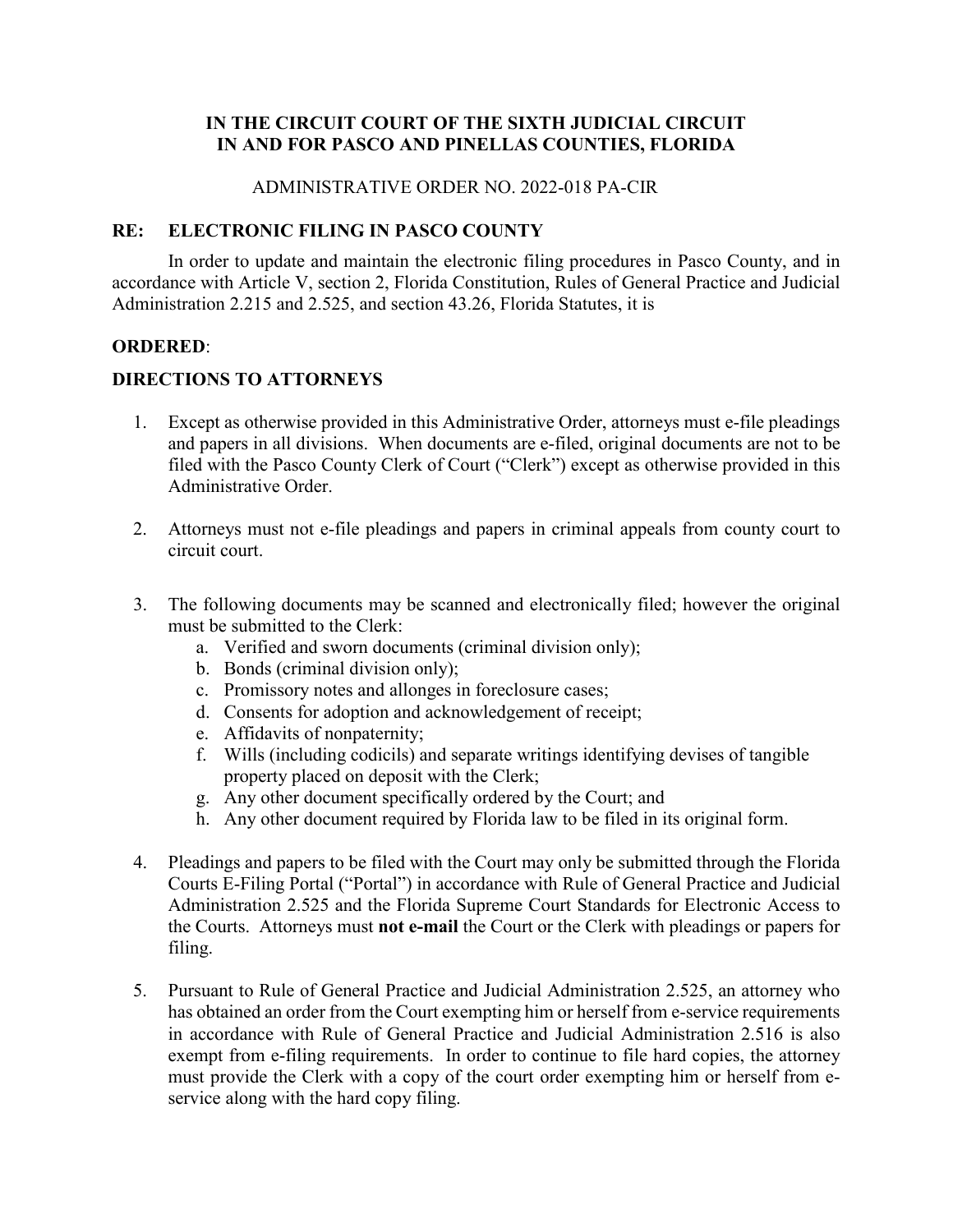**IN THE CIRCUIT COURT OF THE SIXTH JUDICIAL CIRCUIT**
**IN AND FOR PASCO AND PINELLAS COUNTIES, FLORIDA**

ADMINISTRATIVE ORDER NO. 2022-018 PA-CIR

## RE: ELECTRONIC FILING IN PASCO COUNTY

In order to update and maintain the electronic filing procedures in Pasco County, and in accordance with Article V, section 2, Florida Constitution, Rules of General Practice and Judicial Administration 2.215 and 2.525, and section 43.26, Florida Statutes, it is

**ORDERED**:

## DIRECTIONS TO ATTORNEYS

1. Except as otherwise provided in this Administrative Order, attorneys must e-file pleadings and papers in all divisions. When documents are e-filed, original documents are not to be filed with the Pasco County Clerk of Court ("Clerk") except as otherwise provided in this Administrative Order.

2. Attorneys must not e-file pleadings and papers in criminal appeals from county court to circuit court.

3. The following documents may be scanned and electronically filed; however the original must be submitted to the Clerk:
   a. Verified and sworn documents (criminal division only);
   b. Bonds (criminal division only);
   c. Promissory notes and allonges in foreclosure cases;
   d. Consents for adoption and acknowledgement of receipt;
   e. Affidavits of nonpaternity;
   f. Wills (including codicils) and separate writings identifying devises of tangible property placed on deposit with the Clerk;
   g. Any other document specifically ordered by the Court; and
   h. Any other document required by Florida law to be filed in its original form.

4. Pleadings and papers to be filed with the Court may only be submitted through the Florida Courts E-Filing Portal ("Portal") in accordance with Rule of General Practice and Judicial Administration 2.525 and the Florida Supreme Court Standards for Electronic Access to the Courts. Attorneys must **not e-mail** the Court or the Clerk with pleadings or papers for filing.

5. Pursuant to Rule of General Practice and Judicial Administration 2.525, an attorney who has obtained an order from the Court exempting him or herself from e-service requirements in accordance with Rule of General Practice and Judicial Administration 2.516 is also exempt from e-filing requirements. In order to continue to file hard copies, the attorney must provide the Clerk with a copy of the court order exempting him or herself from e-service along with the hard copy filing.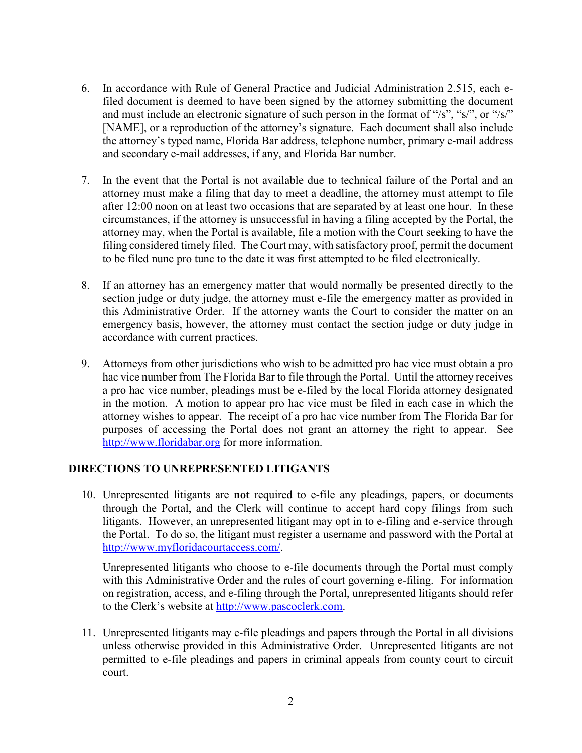6. In accordance with Rule of General Practice and Judicial Administration 2.515, each e-filed document is deemed to have been signed by the attorney submitting the document and must include an electronic signature of such person in the format of "/s", "s/", or "/s/" [NAME], or a reproduction of the attorney's signature. Each document shall also include the attorney's typed name, Florida Bar address, telephone number, primary e-mail address and secondary e-mail addresses, if any, and Florida Bar number.

7. In the event that the Portal is not available due to technical failure of the Portal and an attorney must make a filing that day to meet a deadline, the attorney must attempt to file after 12:00 noon on at least two occasions that are separated by at least one hour. In these circumstances, if the attorney is unsuccessful in having a filing accepted by the Portal, the attorney may, when the Portal is available, file a motion with the Court seeking to have the filing considered timely filed. The Court may, with satisfactory proof, permit the document to be filed nunc pro tunc to the date it was first attempted to be filed electronically.

8. If an attorney has an emergency matter that would normally be presented directly to the section judge or duty judge, the attorney must e-file the emergency matter as provided in this Administrative Order. If the attorney wants the Court to consider the matter on an emergency basis, however, the attorney must contact the section judge or duty judge in accordance with current practices.

9. Attorneys from other jurisdictions who wish to be admitted pro hac vice must obtain a pro hac vice number from The Florida Bar to file through the Portal. Until the attorney receives a pro hac vice number, pleadings must be e-filed by the local Florida attorney designated in the motion. A motion to appear pro hac vice must be filed in each case in which the attorney wishes to appear. The receipt of a pro hac vice number from The Florida Bar for purposes of accessing the Portal does not grant an attorney the right to appear. See [http://www.floridabar.org](http://www.floridabar.org) for more information.

## DIRECTIONS TO UNREPRESENTED LITIGANTS

10. Unrepresented litigants are **not** required to e-file any pleadings, papers, or documents through the Portal, and the Clerk will continue to accept hard copy filings from such litigants. However, an unrepresented litigant may opt in to e-filing and e-service through the Portal. To do so, the litigant must register a username and password with the Portal at [http://www.myfloridacourtaccess.com/](http://www.myfloridacourtaccess.com/).

    Unrepresented litigants who choose to e-file documents through the Portal must comply with this Administrative Order and the rules of court governing e-filing. For information on registration, access, and e-filing through the Portal, unrepresented litigants should refer to the Clerk's website at [http://www.pascoclerk.com](http://www.pascoclerk.com).

11. Unrepresented litigants may e-file pleadings and papers through the Portal in all divisions unless otherwise provided in this Administrative Order. Unrepresented litigants are not permitted to e-file pleadings and papers in criminal appeals from county court to circuit court.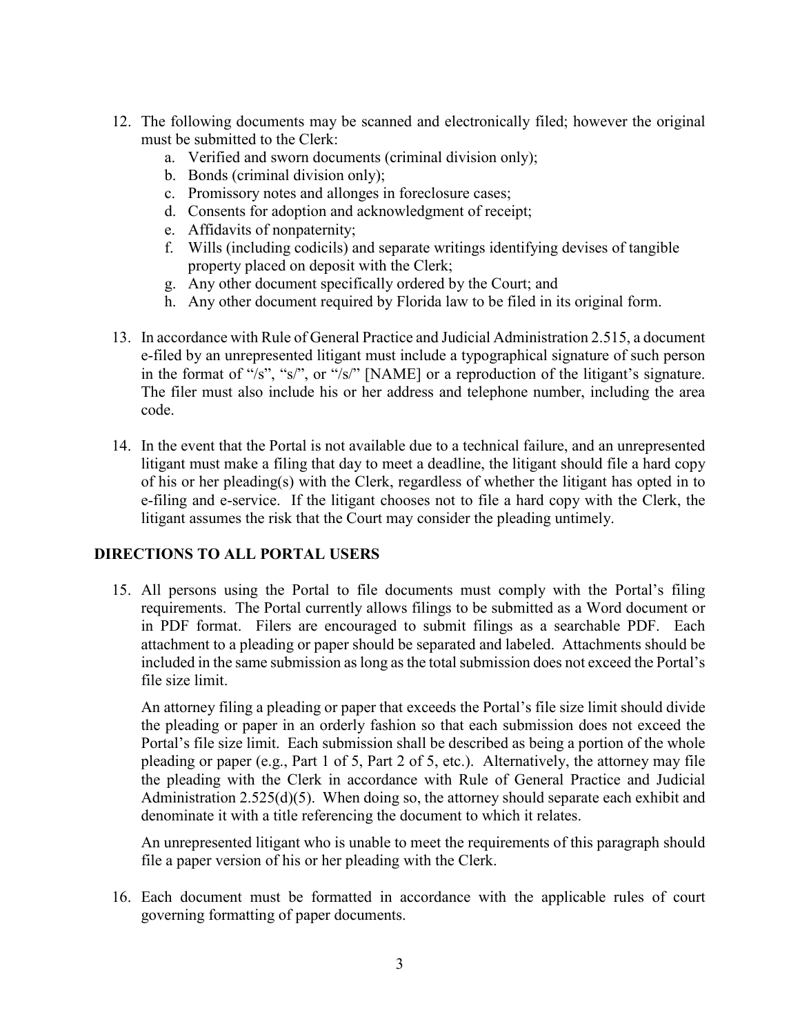12. The following documents may be scanned and electronically filed; however the original must be submitted to the Clerk:
    a. Verified and sworn documents (criminal division only);
    b. Bonds (criminal division only);
    c. Promissory notes and allonges in foreclosure cases;
    d. Consents for adoption and acknowledgment of receipt;
    e. Affidavits of nonpaternity;
    f. Wills (including codicils) and separate writings identifying devises of tangible property placed on deposit with the Clerk;
    g. Any other document specifically ordered by the Court; and
    h. Any other document required by Florida law to be filed in its original form.

13. In accordance with Rule of General Practice and Judicial Administration 2.515, a document e-filed by an unrepresented litigant must include a typographical signature of such person in the format of "/s", "s/", or "/s/" [NAME] or a reproduction of the litigant's signature. The filer must also include his or her address and telephone number, including the area code.

14. In the event that the Portal is not available due to a technical failure, and an unrepresented litigant must make a filing that day to meet a deadline, the litigant should file a hard copy of his or her pleading(s) with the Clerk, regardless of whether the litigant has opted in to e-filing and e-service. If the litigant chooses not to file a hard copy with the Clerk, the litigant assumes the risk that the Court may consider the pleading untimely.

## DIRECTIONS TO ALL PORTAL USERS

15. All persons using the Portal to file documents must comply with the Portal's filing requirements. The Portal currently allows filings to be submitted as a Word document or in PDF format. Filers are encouraged to submit filings as a searchable PDF. Each attachment to a pleading or paper should be separated and labeled. Attachments should be included in the same submission as long as the total submission does not exceed the Portal's file size limit.

    An attorney filing a pleading or paper that exceeds the Portal's file size limit should divide the pleading or paper in an orderly fashion so that each submission does not exceed the Portal's file size limit. Each submission shall be described as being a portion of the whole pleading or paper (e.g., Part 1 of 5, Part 2 of 5, etc.). Alternatively, the attorney may file the pleading with the Clerk in accordance with Rule of General Practice and Judicial Administration 2.525(d)(5). When doing so, the attorney should separate each exhibit and denominate it with a title referencing the document to which it relates.

    An unrepresented litigant who is unable to meet the requirements of this paragraph should file a paper version of his or her pleading with the Clerk.

16. Each document must be formatted in accordance with the applicable rules of court governing formatting of paper documents.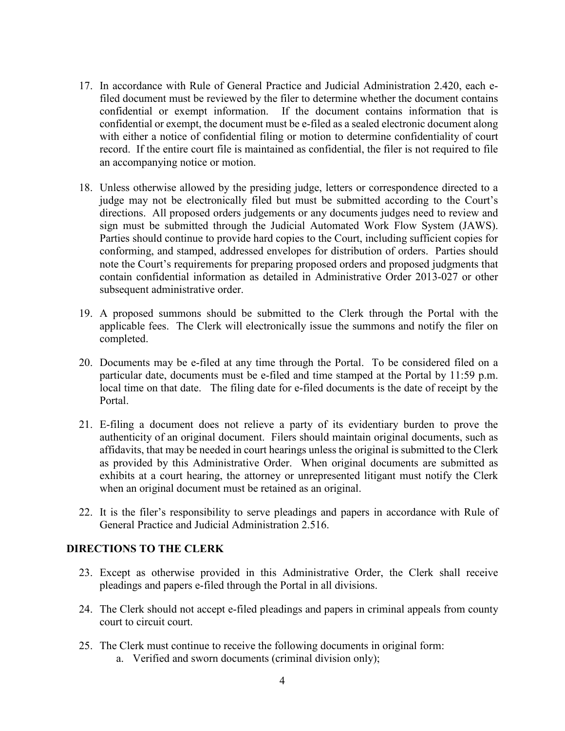17. In accordance with Rule of General Practice and Judicial Administration 2.420, each e-filed document must be reviewed by the filer to determine whether the document contains confidential or exempt information. If the document contains information that is confidential or exempt, the document must be e-filed as a sealed electronic document along with either a notice of confidential filing or motion to determine confidentiality of court record. If the entire court file is maintained as confidential, the filer is not required to file an accompanying notice or motion.

18. Unless otherwise allowed by the presiding judge, letters or correspondence directed to a judge may not be electronically filed but must be submitted according to the Court's directions. All proposed orders judgements or any documents judges need to review and sign must be submitted through the Judicial Automated Work Flow System (JAWS). Parties should continue to provide hard copies to the Court, including sufficient copies for conforming, and stamped, addressed envelopes for distribution of orders. Parties should note the Court's requirements for preparing proposed orders and proposed judgments that contain confidential information as detailed in Administrative Order 2013-027 or other subsequent administrative order.

19. A proposed summons should be submitted to the Clerk through the Portal with the applicable fees. The Clerk will electronically issue the summons and notify the filer on completed.

20. Documents may be e-filed at any time through the Portal. To be considered filed on a particular date, documents must be e-filed and time stamped at the Portal by 11:59 p.m. local time on that date. The filing date for e-filed documents is the date of receipt by the Portal.

21. E-filing a document does not relieve a party of its evidentiary burden to prove the authenticity of an original document. Filers should maintain original documents, such as affidavits, that may be needed in court hearings unless the original is submitted to the Clerk as provided by this Administrative Order. When original documents are submitted as exhibits at a court hearing, the attorney or unrepresented litigant must notify the Clerk when an original document must be retained as an original.

22. It is the filer's responsibility to serve pleadings and papers in accordance with Rule of General Practice and Judicial Administration 2.516.

## DIRECTIONS TO THE CLERK

23. Except as otherwise provided in this Administrative Order, the Clerk shall receive pleadings and papers e-filed through the Portal in all divisions.

24. The Clerk should not accept e-filed pleadings and papers in criminal appeals from county court to circuit court.

25. The Clerk must continue to receive the following documents in original form:
    a. Verified and sworn documents (criminal division only);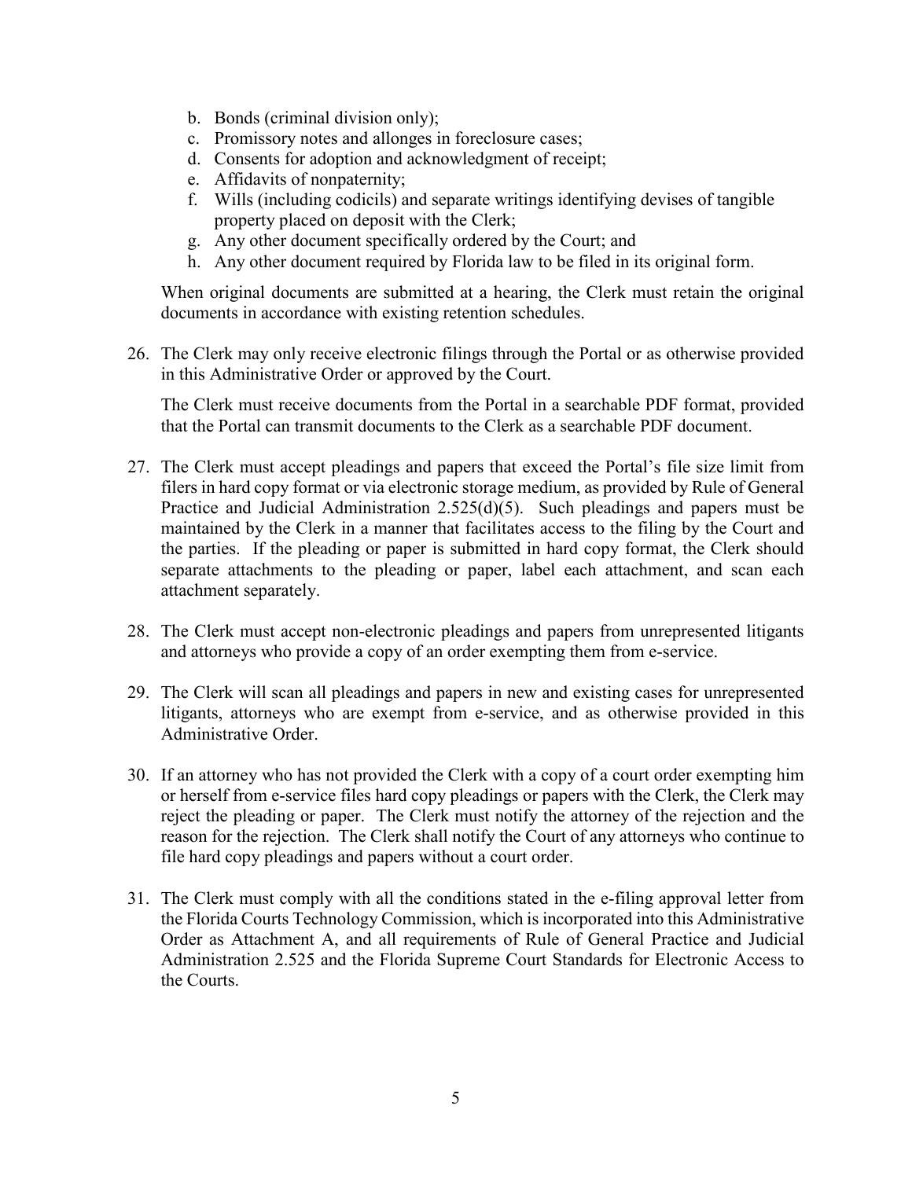b. Bonds (criminal division only);
c. Promissory notes and allonges in foreclosure cases;
d. Consents for adoption and acknowledgment of receipt;
e. Affidavits of nonpaternity;
f. Wills (including codicils) and separate writings identifying devises of tangible property placed on deposit with the Clerk;
g. Any other document specifically ordered by the Court; and
h. Any other document required by Florida law to be filed in its original form.

When original documents are submitted at a hearing, the Clerk must retain the original documents in accordance with existing retention schedules.

26. The Clerk may only receive electronic filings through the Portal or as otherwise provided in this Administrative Order or approved by the Court.

    The Clerk must receive documents from the Portal in a searchable PDF format, provided that the Portal can transmit documents to the Clerk as a searchable PDF document.

27. The Clerk must accept pleadings and papers that exceed the Portal's file size limit from filers in hard copy format or via electronic storage medium, as provided by Rule of General Practice and Judicial Administration 2.525(d)(5). Such pleadings and papers must be maintained by the Clerk in a manner that facilitates access to the filing by the Court and the parties. If the pleading or paper is submitted in hard copy format, the Clerk should separate attachments to the pleading or paper, label each attachment, and scan each attachment separately.

28. The Clerk must accept non-electronic pleadings and papers from unrepresented litigants and attorneys who provide a copy of an order exempting them from e-service.

29. The Clerk will scan all pleadings and papers in new and existing cases for unrepresented litigants, attorneys who are exempt from e-service, and as otherwise provided in this Administrative Order.

30. If an attorney who has not provided the Clerk with a copy of a court order exempting him or herself from e-service files hard copy pleadings or papers with the Clerk, the Clerk may reject the pleading or paper. The Clerk must notify the attorney of the rejection and the reason for the rejection. The Clerk shall notify the Court of any attorneys who continue to file hard copy pleadings and papers without a court order.

31. The Clerk must comply with all the conditions stated in the e-filing approval letter from the Florida Courts Technology Commission, which is incorporated into this Administrative Order as Attachment A, and all requirements of Rule of General Practice and Judicial Administration 2.525 and the Florida Supreme Court Standards for Electronic Access to the Courts.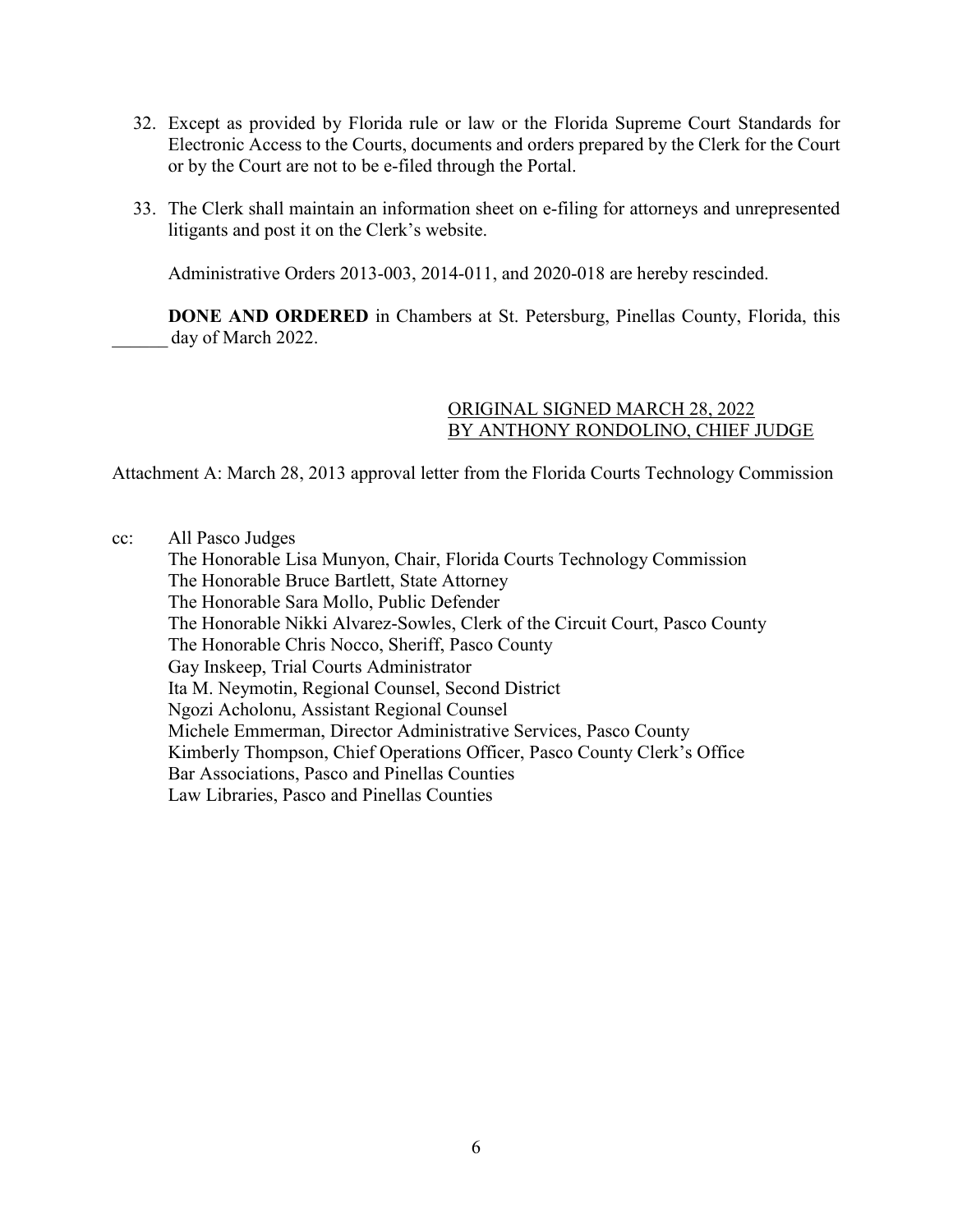32. Except as provided by Florida rule or law or the Florida Supreme Court Standards for Electronic Access to the Courts, documents and orders prepared by the Clerk for the Court or by the Court are not to be e-filed through the Portal.

33. The Clerk shall maintain an information sheet on e-filing for attorneys and unrepresented litigants and post it on the Clerk's website.

Administrative Orders 2013-003, 2014-011, and 2020-018 are hereby rescinded.

**DONE AND ORDERED** in Chambers at St. Petersburg, Pinellas County, Florida, this ______ day of March 2022.

ORIGINAL SIGNED MARCH 28, 2022
BY ANTHONY RONDOLINO, CHIEF JUDGE

Attachment A: March 28, 2013 approval letter from the Florida Courts Technology Commission

cc: All Pasco Judges
The Honorable Lisa Munyon, Chair, Florida Courts Technology Commission
The Honorable Bruce Bartlett, State Attorney
The Honorable Sara Mollo, Public Defender
The Honorable Nikki Alvarez-Sowles, Clerk of the Circuit Court, Pasco County
The Honorable Chris Nocco, Sheriff, Pasco County
Gay Inskeep, Trial Courts Administrator
Ita M. Neymotin, Regional Counsel, Second District
Ngozi Acholonu, Assistant Regional Counsel
Michele Emmerman, Director Administrative Services, Pasco County
Kimberly Thompson, Chief Operations Officer, Pasco County Clerk's Office
Bar Associations, Pasco and Pinellas Counties
Law Libraries, Pasco and Pinellas Counties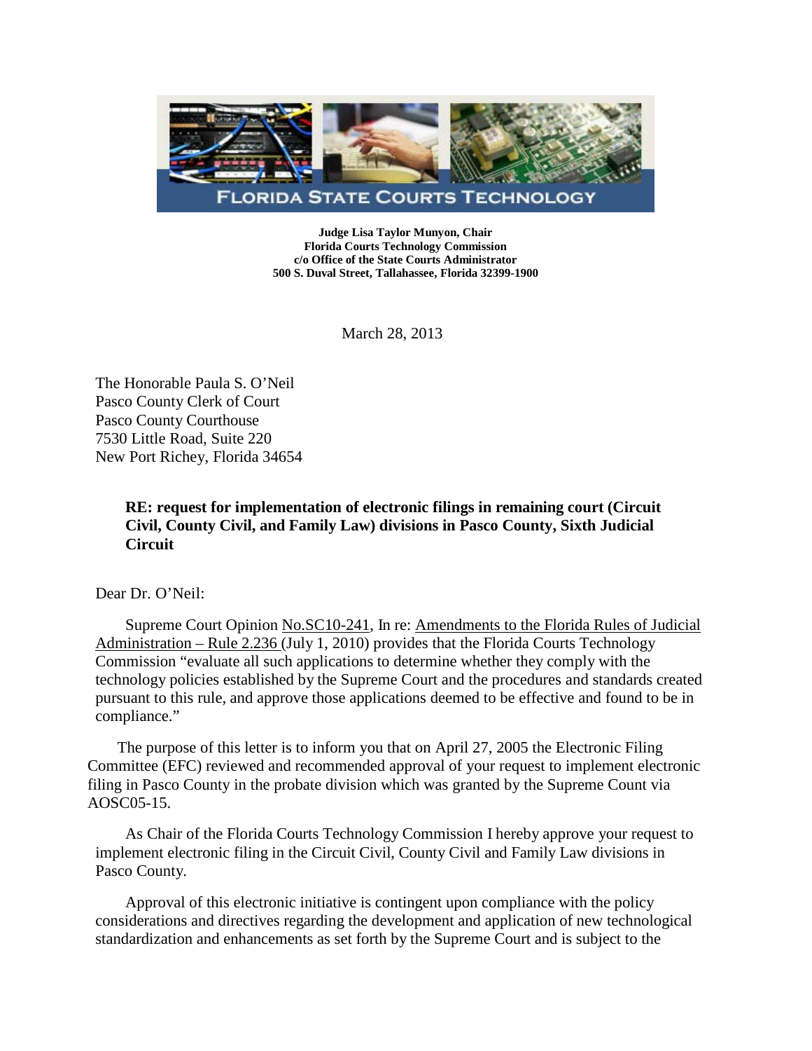FLORIDA STATE COURTS TECHNOLOGY

**Judge Lisa Taylor Munyon, Chair**
**Florida Courts Technology Commission**
**c/o Office of the State Courts Administrator**
**500 S. Duval Street, Tallahassee, Florida 32399-1900**

March 28, 2013

The Honorable Paula S. O'Neil
Pasco County Clerk of Court
Pasco County Courthouse
7530 Little Road, Suite 220
New Port Richey, Florida 34654

**RE: request for implementation of electronic filings in remaining court (Circuit Civil, County Civil, and Family Law) divisions in Pasco County, Sixth Judicial Circuit**

Dear Dr. O'Neil:

Supreme Court Opinion No.SC10-241, In re: Amendments to the Florida Rules of Judicial Administration – Rule 2.236 (July 1, 2010) provides that the Florida Courts Technology Commission "evaluate all such applications to determine whether they comply with the technology policies established by the Supreme Court and the procedures and standards created pursuant to this rule, and approve those applications deemed to be effective and found to be in compliance."

The purpose of this letter is to inform you that on April 27, 2005 the Electronic Filing Committee (EFC) reviewed and recommended approval of your request to implement electronic filing in Pasco County in the probate division which was granted by the Supreme Count via AOSC05-15.

As Chair of the Florida Courts Technology Commission I hereby approve your request to implement electronic filing in the Circuit Civil, County Civil and Family Law divisions in Pasco County.

Approval of this electronic initiative is contingent upon compliance with the policy considerations and directives regarding the development and application of new technological standardization and enhancements as set forth by the Supreme Court and is subject to the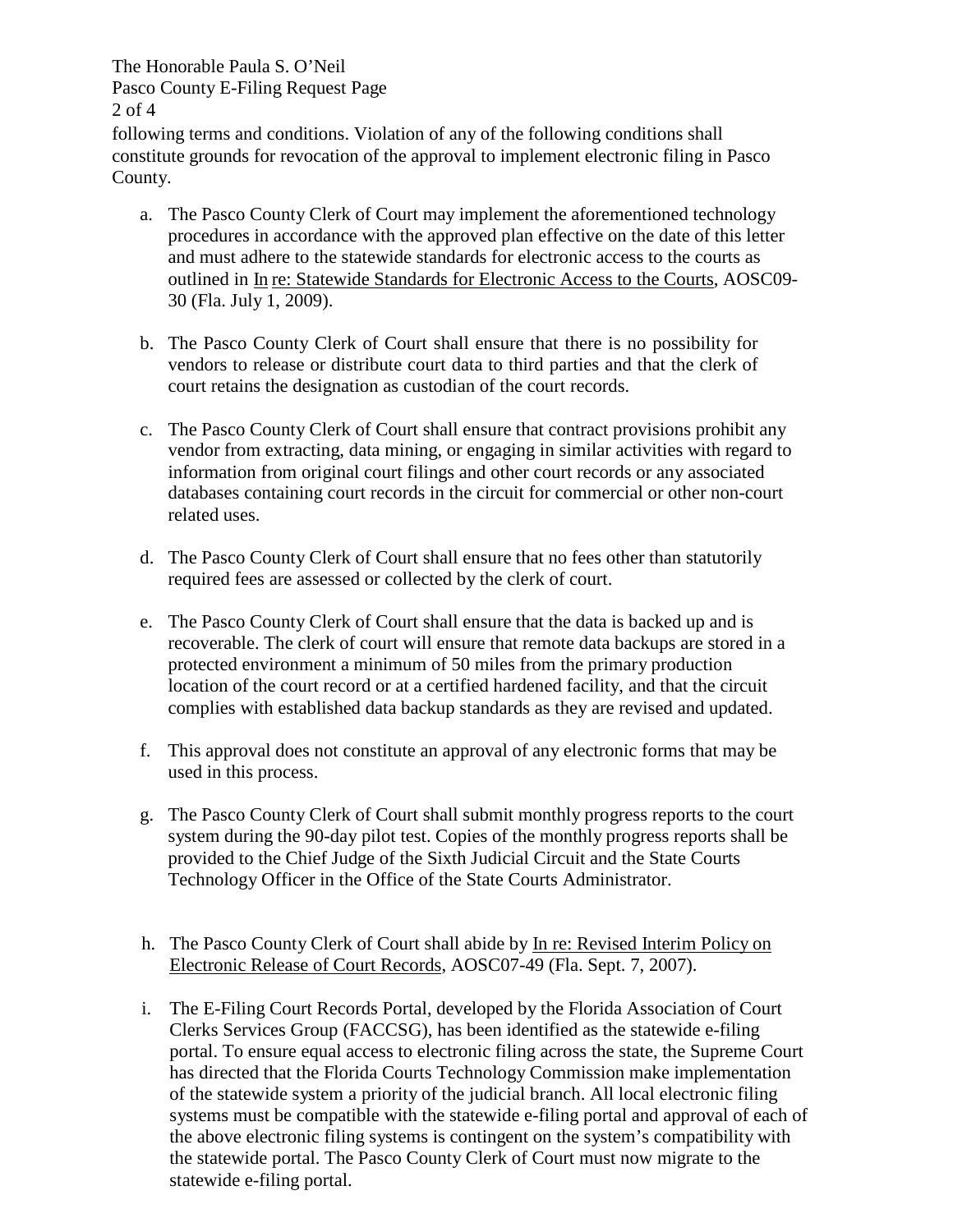following terms and conditions. Violation of any of the following conditions shall constitute grounds for revocation of the approval to implement electronic filing in Pasco County.

a. The Pasco County Clerk of Court may implement the aforementioned technology procedures in accordance with the approved plan effective on the date of this letter and must adhere to the statewide standards for electronic access to the courts as outlined in In re: Statewide Standards for Electronic Access to the Courts, AOSC09-30 (Fla. July 1, 2009).

b. The Pasco County Clerk of Court shall ensure that there is no possibility for vendors to release or distribute court data to third parties and that the clerk of court retains the designation as custodian of the court records.

c. The Pasco County Clerk of Court shall ensure that contract provisions prohibit any vendor from extracting, data mining, or engaging in similar activities with regard to information from original court filings and other court records or any associated databases containing court records in the circuit for commercial or other non-court related uses.

d. The Pasco County Clerk of Court shall ensure that no fees other than statutorily required fees are assessed or collected by the clerk of court.

e. The Pasco County Clerk of Court shall ensure that the data is backed up and is recoverable. The clerk of court will ensure that remote data backups are stored in a protected environment a minimum of 50 miles from the primary production location of the court record or at a certified hardened facility, and that the circuit complies with established data backup standards as they are revised and updated.

f. This approval does not constitute an approval of any electronic forms that may be used in this process.

g. The Pasco County Clerk of Court shall submit monthly progress reports to the court system during the 90-day pilot test. Copies of the monthly progress reports shall be provided to the Chief Judge of the Sixth Judicial Circuit and the State Courts Technology Officer in the Office of the State Courts Administrator.

h. The Pasco County Clerk of Court shall abide by In re: Revised Interim Policy on Electronic Release of Court Records, AOSC07-49 (Fla. Sept. 7, 2007).

i. The E-Filing Court Records Portal, developed by the Florida Association of Court Clerks Services Group (FACCSG), has been identified as the statewide e-filing portal. To ensure equal access to electronic filing across the state, the Supreme Court has directed that the Florida Courts Technology Commission make implementation of the statewide system a priority of the judicial branch. All local electronic filing systems must be compatible with the statewide e-filing portal and approval of each of the above electronic filing systems is contingent on the system's compatibility with the statewide portal. The Pasco County Clerk of Court must now migrate to the statewide e-filing portal.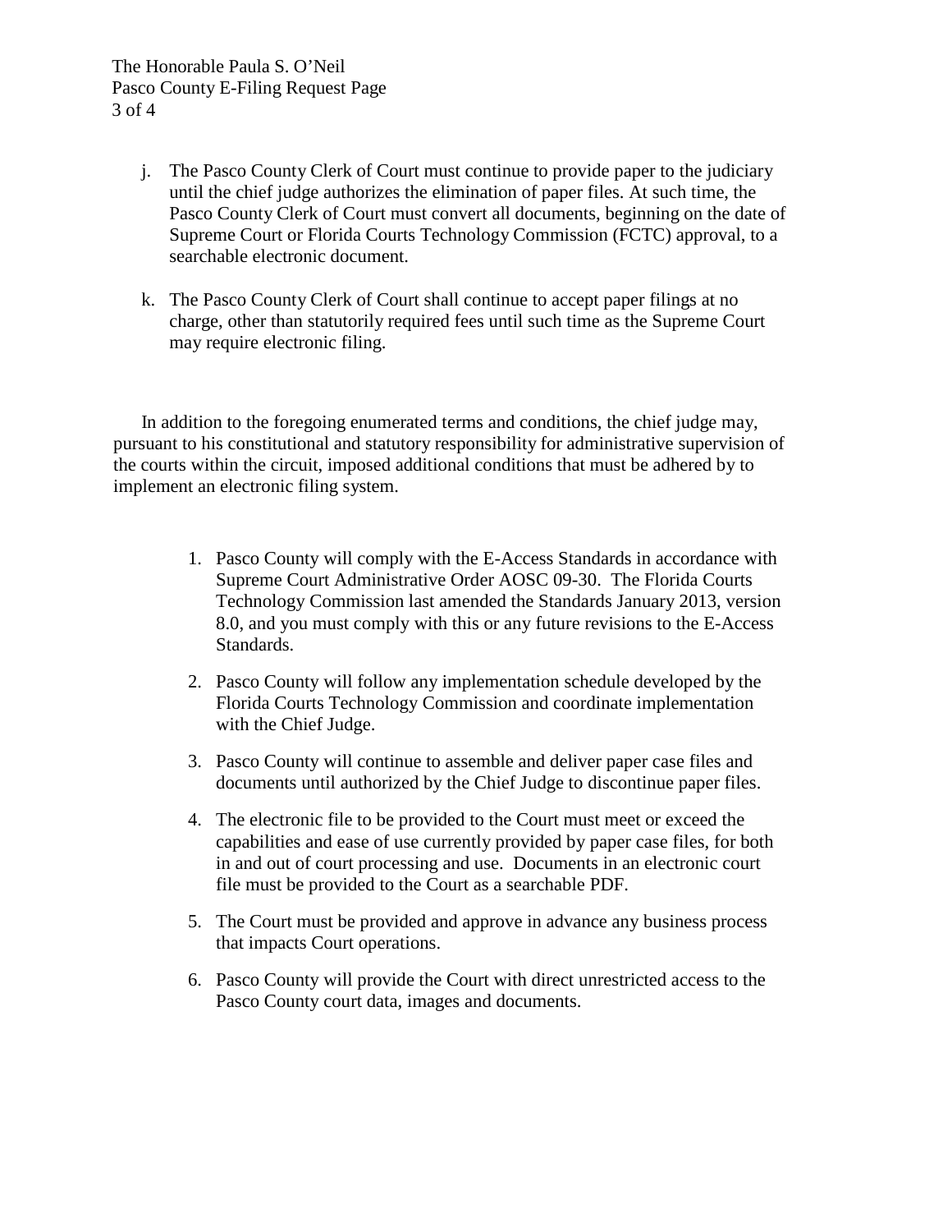j. The Pasco County Clerk of Court must continue to provide paper to the judiciary until the chief judge authorizes the elimination of paper files. At such time, the Pasco County Clerk of Court must convert all documents, beginning on the date of Supreme Court or Florida Courts Technology Commission (FCTC) approval, to a searchable electronic document.

k. The Pasco County Clerk of Court shall continue to accept paper filings at no charge, other than statutorily required fees until such time as the Supreme Court may require electronic filing.

In addition to the foregoing enumerated terms and conditions, the chief judge may, pursuant to his constitutional and statutory responsibility for administrative supervision of the courts within the circuit, imposed additional conditions that must be adhered by to implement an electronic filing system.

1. Pasco County will comply with the E-Access Standards in accordance with Supreme Court Administrative Order AOSC 09-30. The Florida Courts Technology Commission last amended the Standards January 2013, version 8.0, and you must comply with this or any future revisions to the E-Access Standards.
2. Pasco County will follow any implementation schedule developed by the Florida Courts Technology Commission and coordinate implementation with the Chief Judge.
3. Pasco County will continue to assemble and deliver paper case files and documents until authorized by the Chief Judge to discontinue paper files.
4. The electronic file to be provided to the Court must meet or exceed the capabilities and ease of use currently provided by paper case files, for both in and out of court processing and use. Documents in an electronic court file must be provided to the Court as a searchable PDF.
5. The Court must be provided and approve in advance any business process that impacts Court operations.
6. Pasco County will provide the Court with direct unrestricted access to the Pasco County court data, images and documents.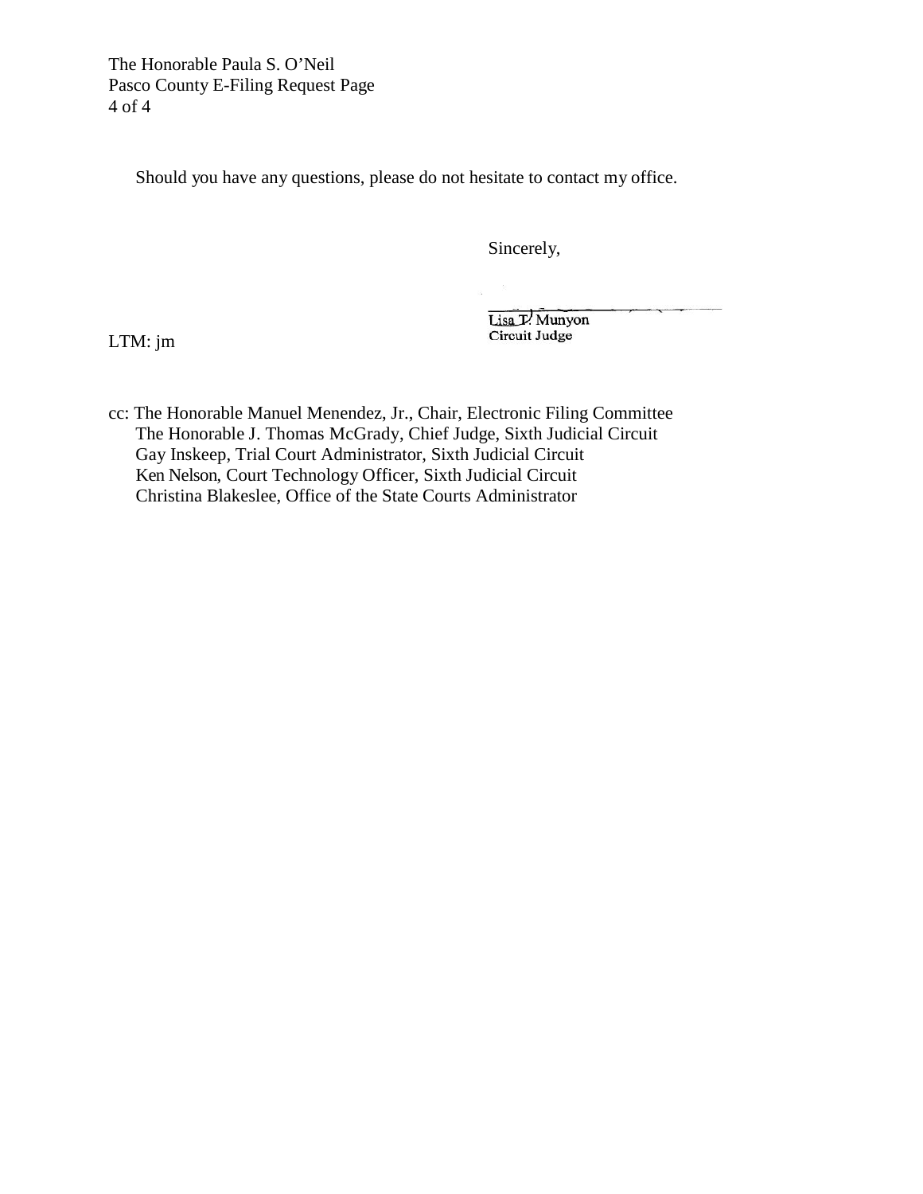Should you have any questions, please do not hesitate to contact my office.

Sincerely,

Lisa T. Munyon
Circuit Judge

LTM: jm

cc: The Honorable Manuel Menendez, Jr., Chair, Electronic Filing Committee
The Honorable J. Thomas McGrady, Chief Judge, Sixth Judicial Circuit
Gay Inskeep, Trial Court Administrator, Sixth Judicial Circuit
Ken Nelson, Court Technology Officer, Sixth Judicial Circuit
Christina Blakeslee, Office of the State Courts Administrator